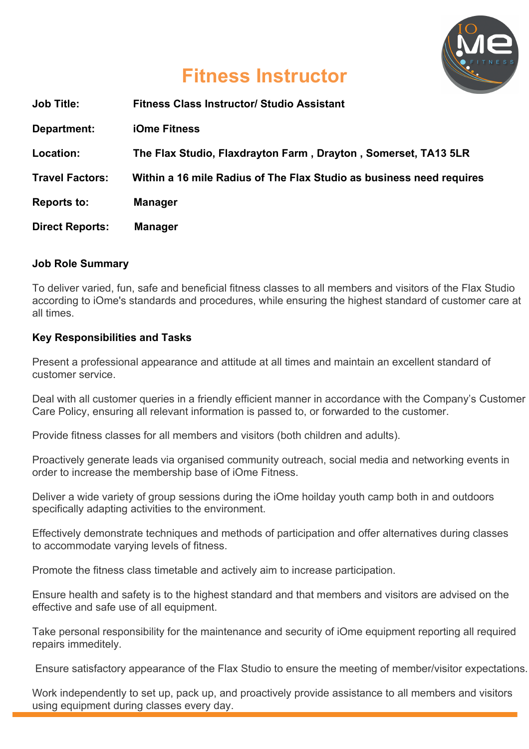# Fitness Instructor

| | |
|---|---|
| **Job Title:** | **Fitness Class Instructor/ Studio Assistant** |
| **Department:** | **iOme Fitness** |
| **Location:** | **The Flax Studio, Flaxdrayton Farm , Drayton , Somerset, TA13 5LR** |
| **Travel Factors:** | **Within a 16 mile Radius of The Flax Studio as business need requires** |
| **Reports to:** | **Manager** |
| **Direct Reports:** | **Manager** |

### Job Role Summary

To deliver varied, fun, safe and beneficial fitness classes to all members and visitors of the Flax Studio according to iOme's standards and procedures, while ensuring the highest standard of customer care at all times.

### Key Responsibilities and Tasks

Present a professional appearance and attitude at all times and maintain an excellent standard of customer service.

Deal with all customer queries in a friendly efficient manner in accordance with the Company's Customer Care Policy, ensuring all relevant information is passed to, or forwarded to the customer.

Provide fitness classes for all members and visitors (both children and adults).

Proactively generate leads via organised community outreach, social media and networking events in order to increase the membership base of iOme Fitness.

Deliver a wide variety of group sessions during the iOme hoilday youth camp both in and outdoors specifically adapting activities to the environment.

Effectively demonstrate techniques and methods of participation and offer alternatives during classes to accommodate varying levels of fitness.

Promote the fitness class timetable and actively aim to increase participation.

Ensure health and safety is to the highest standard and that members and visitors are advised on the effective and safe use of all equipment.

Take personal responsibility for the maintenance and security of iOme equipment reporting all required repairs immeditely.

Ensure satisfactory appearance of the Flax Studio to ensure the meeting of member/visitor expectations.

Work independently to set up, pack up, and proactively provide assistance to all members and visitors using equipment during classes every day.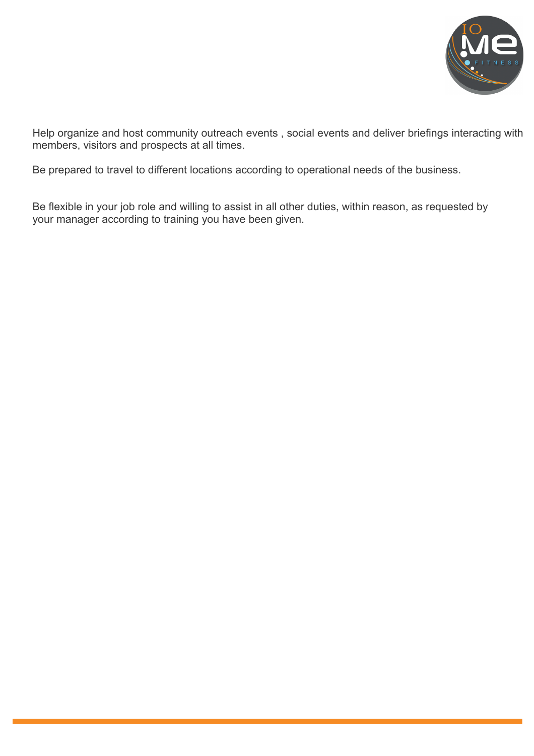Help organize and host community outreach events , social events and deliver briefings interacting with members, visitors and prospects at all times.

Be prepared to travel to different locations according to operational needs of the business.

Be flexible in your job role and willing to assist in all other duties, within reason, as requested by your manager according to training you have been given.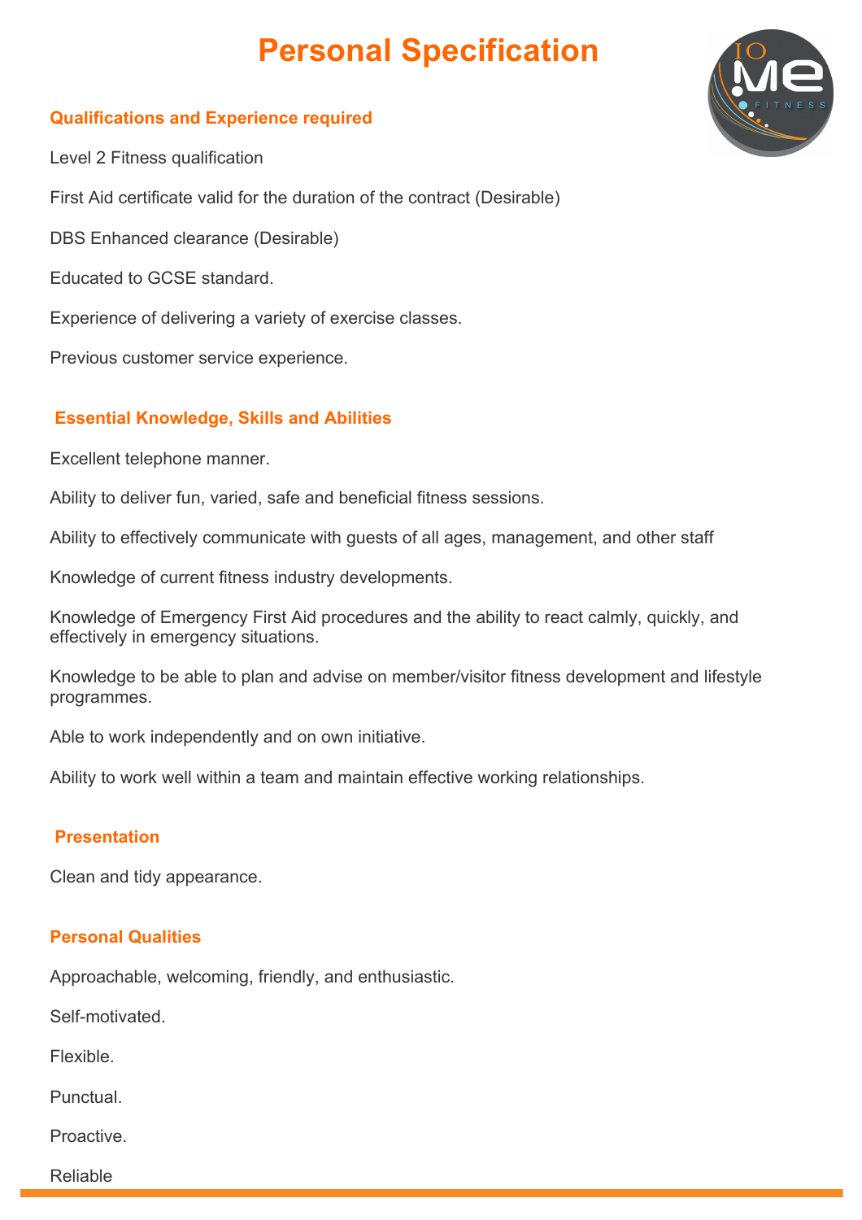# Personal Specification

## Qualifications and Experience required

Level 2 Fitness qualification

First Aid certificate valid for the duration of the contract (Desirable)

DBS Enhanced clearance (Desirable)

Educated to GCSE standard.

Experience of delivering a variety of exercise classes.

Previous customer service experience.

## Essential Knowledge, Skills and Abilities

Excellent telephone manner.

Ability to deliver fun, varied, safe and beneficial fitness sessions.

Ability to effectively communicate with guests of all ages, management, and other staff

Knowledge of current fitness industry developments.

Knowledge of Emergency First Aid procedures and the ability to react calmly, quickly, and effectively in emergency situations.

Knowledge to be able to plan and advise on member/visitor fitness development and lifestyle programmes.

Able to work independently and on own initiative.

Ability to work well within a team and maintain effective working relationships.

## Presentation

Clean and tidy appearance.

## Personal Qualities

Approachable, welcoming, friendly, and enthusiastic.

Self-motivated.

Flexible.

Punctual.

Proactive.

Reliable